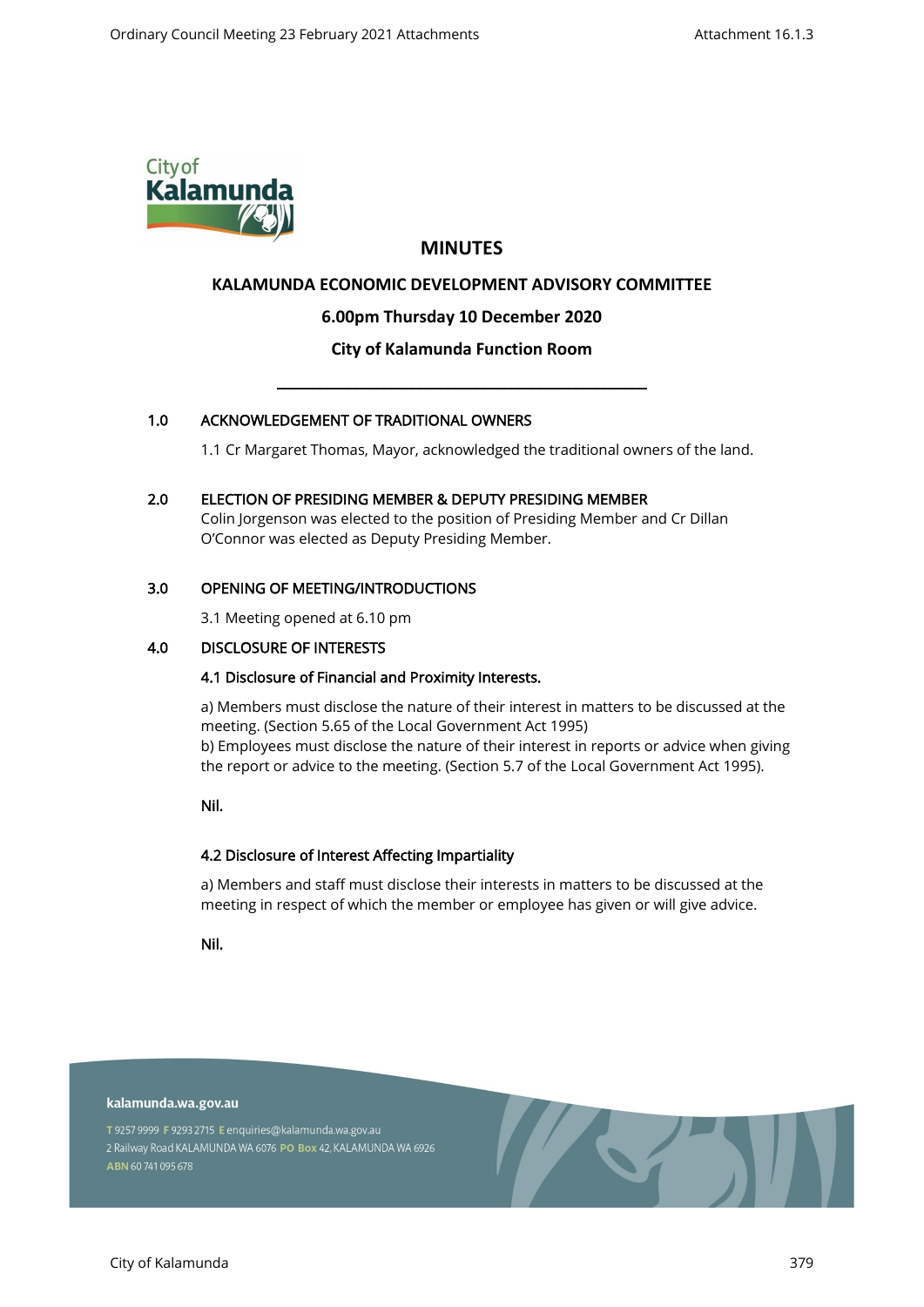# MINUTES

## KALAMUNDA ECONOMIC DEVELOPMENT ADVISORY COMMITTEE

### 6.00pm Thursday 10 December 2020

### City of Kalamunda Function Room

---

**1.0 ACKNOWLEDGEMENT OF TRADITIONAL OWNERS**

1.1 Cr Margaret Thomas, Mayor, acknowledged the traditional owners of the land.

**2.0 ELECTION OF PRESIDING MEMBER & DEPUTY PRESIDING MEMBER**

Colin Jorgenson was elected to the position of Presiding Member and Cr Dillan O'Connor was elected as Deputy Presiding Member.

**3.0 OPENING OF MEETING/INTRODUCTIONS**

3.1 Meeting opened at 6.10 pm

**4.0 DISCLOSURE OF INTERESTS**

**4.1 Disclosure of Financial and Proximity Interests.**

a) Members must disclose the nature of their interest in matters to be discussed at the meeting. (Section 5.65 of the Local Government Act 1995)
b) Employees must disclose the nature of their interest in reports or advice when giving the report or advice to the meeting. (Section 5.7 of the Local Government Act 1995).

**Nil.**

**4.2 Disclosure of Interest Affecting Impartiality**

a) Members and staff must disclose their interests in matters to be discussed at the meeting in respect of which the member or employee has given or will give advice.

**Nil.**

kalamunda.wa.gov.au

T 9257 9999 F 9293 2715 E enquiries@kalamunda.wa.gov.au
2 Railway Road KALAMUNDA WA 6076 PO Box 42, KALAMUNDA WA 6926
ABN 60 741 095 678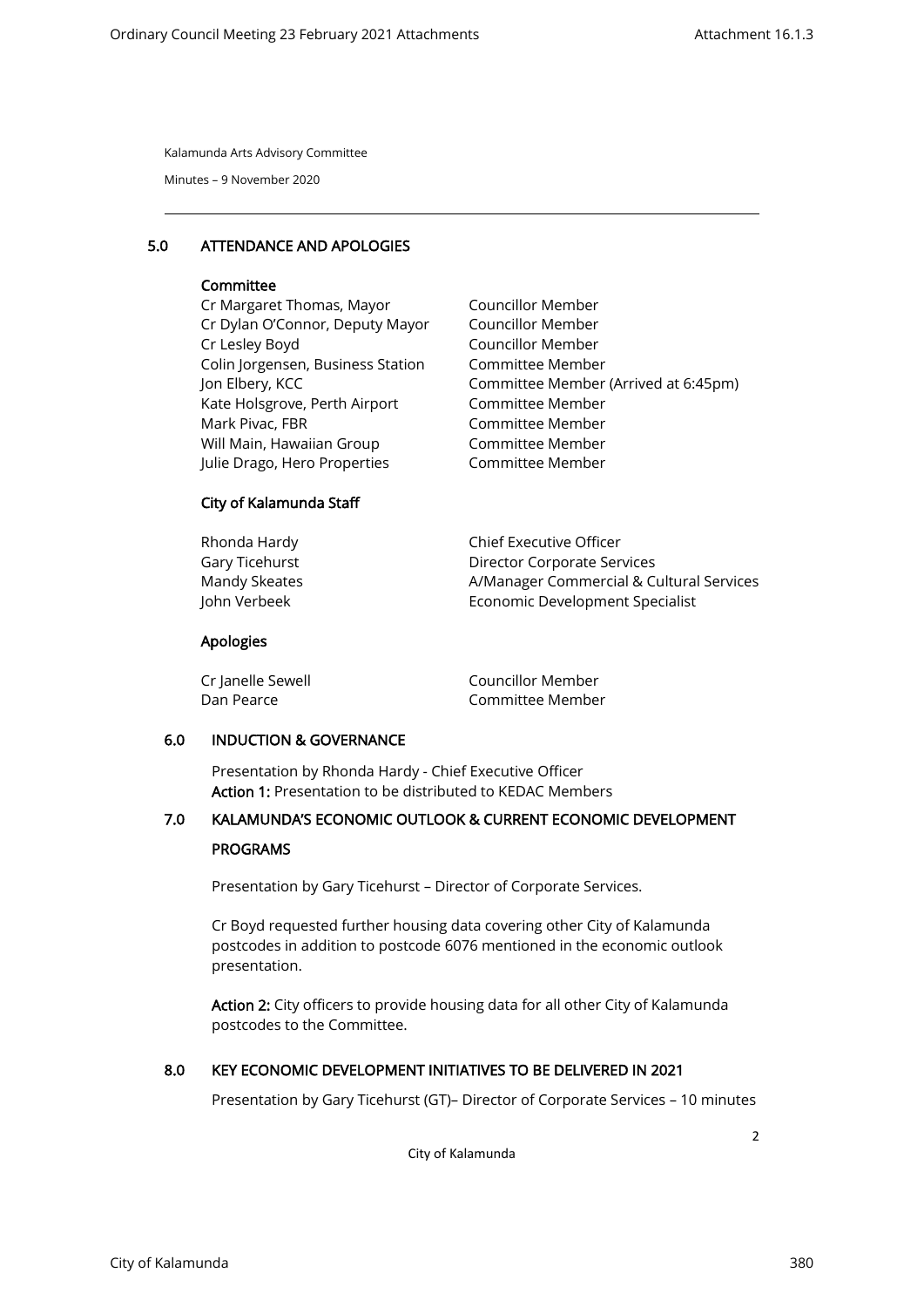## 5.0 ATTENDANCE AND APOLOGIES

### Committee

| | |
|---|---|
| Cr Margaret Thomas, Mayor | Councillor Member |
| Cr Dylan O'Connor, Deputy Mayor | Councillor Member |
| Cr Lesley Boyd | Councillor Member |
| Colin Jorgensen, Business Station | Committee Member |
| Jon Elbery, KCC | Committee Member (Arrived at 6:45pm) |
| Kate Holsgrove, Perth Airport | Committee Member |
| Mark Pivac, FBR | Committee Member |
| Will Main, Hawaiian Group | Committee Member |
| Julie Drago, Hero Properties | Committee Member |

### City of Kalamunda Staff

| | |
|---|---|
| Rhonda Hardy | Chief Executive Officer |
| Gary Ticehurst | Director Corporate Services |
| Mandy Skeates | A/Manager Commercial & Cultural Services |
| John Verbeek | Economic Development Specialist |

### Apologies

| | |
|---|---|
| Cr Janelle Sewell | Councillor Member |
| Dan Pearce | Committee Member |

## 6.0 INDUCTION & GOVERNANCE

Presentation by Rhonda Hardy - Chief Executive Officer
**Action 1:** Presentation to be distributed to KEDAC Members

## 7.0 KALAMUNDA'S ECONOMIC OUTLOOK & CURRENT ECONOMIC DEVELOPMENT PROGRAMS

Presentation by Gary Ticehurst – Director of Corporate Services.

Cr Boyd requested further housing data covering other City of Kalamunda postcodes in addition to postcode 6076 mentioned in the economic outlook presentation.

**Action 2:** City officers to provide housing data for all other City of Kalamunda postcodes to the Committee.

## 8.0 KEY ECONOMIC DEVELOPMENT INITIATIVES TO BE DELIVERED IN 2021

Presentation by Gary Ticehurst (GT)– Director of Corporate Services – 10 minutes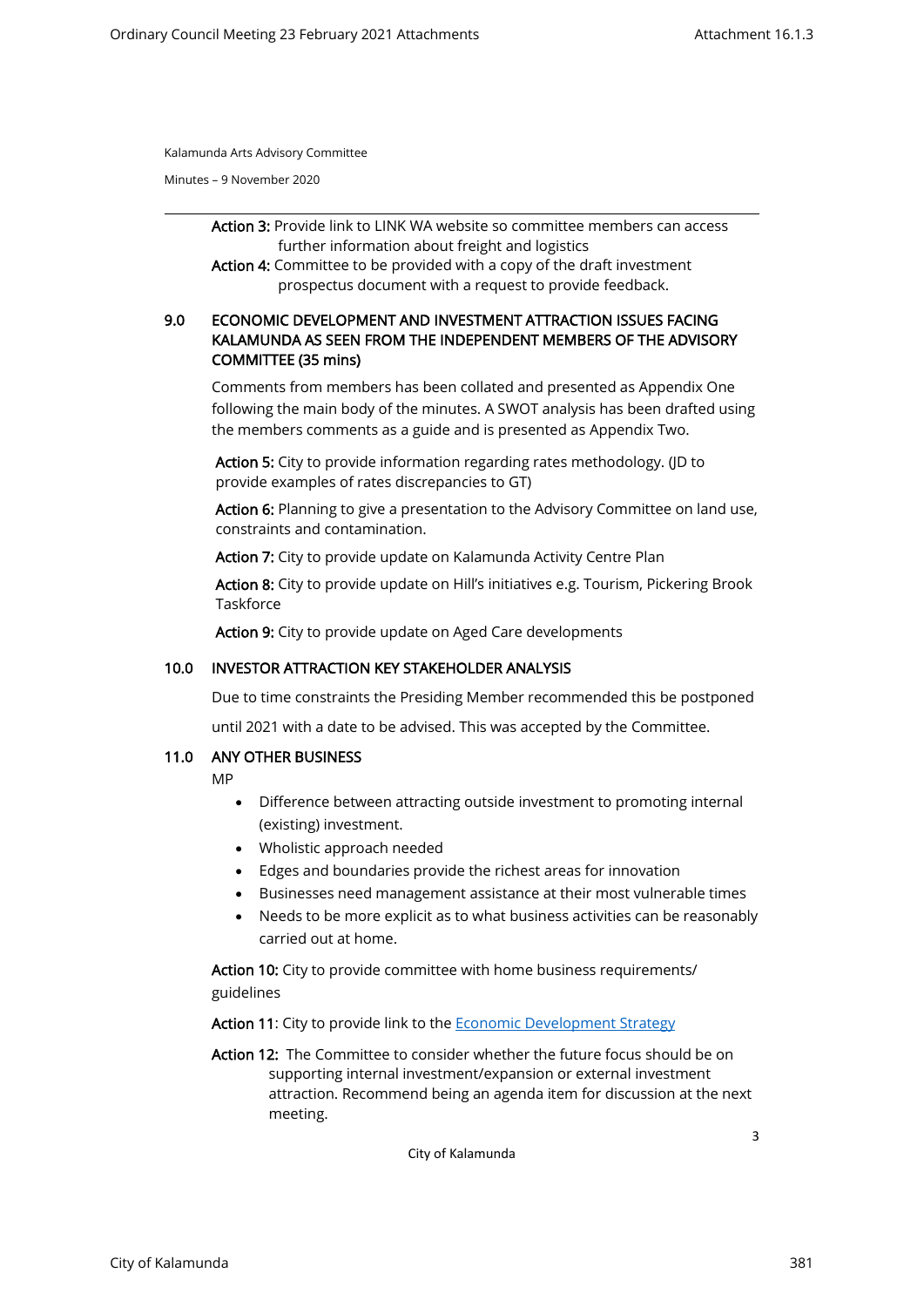**Action 3:** Provide link to LINK WA website so committee members can access further information about freight and logistics

**Action 4:** Committee to be provided with a copy of the draft investment prospectus document with a request to provide feedback.

## 9.0 ECONOMIC DEVELOPMENT AND INVESTMENT ATTRACTION ISSUES FACING KALAMUNDA AS SEEN FROM THE INDEPENDENT MEMBERS OF THE ADVISORY COMMITTEE (35 mins)

Comments from members has been collated and presented as Appendix One following the main body of the minutes. A SWOT analysis has been drafted using the members comments as a guide and is presented as Appendix Two.

**Action 5:** City to provide information regarding rates methodology. (JD to provide examples of rates discrepancies to GT)

**Action 6:** Planning to give a presentation to the Advisory Committee on land use, constraints and contamination.

**Action 7:** City to provide update on Kalamunda Activity Centre Plan

**Action 8:** City to provide update on Hill's initiatives e.g. Tourism, Pickering Brook Taskforce

**Action 9:** City to provide update on Aged Care developments

## 10.0 INVESTOR ATTRACTION KEY STAKEHOLDER ANALYSIS

Due to time constraints the Presiding Member recommended this be postponed until 2021 with a date to be advised. This was accepted by the Committee.

## 11.0 ANY OTHER BUSINESS

MP

- Difference between attracting outside investment to promoting internal (existing) investment.
- Wholistic approach needed
- Edges and boundaries provide the richest areas for innovation
- Businesses need management assistance at their most vulnerable times
- Needs to be more explicit as to what business activities can be reasonably carried out at home.

**Action 10:** City to provide committee with home business requirements/ guidelines

**Action 11**: City to provide link to the Economic Development Strategy

**Action 12:** The Committee to consider whether the future focus should be on supporting internal investment/expansion or external investment attraction. Recommend being an agenda item for discussion at the next meeting.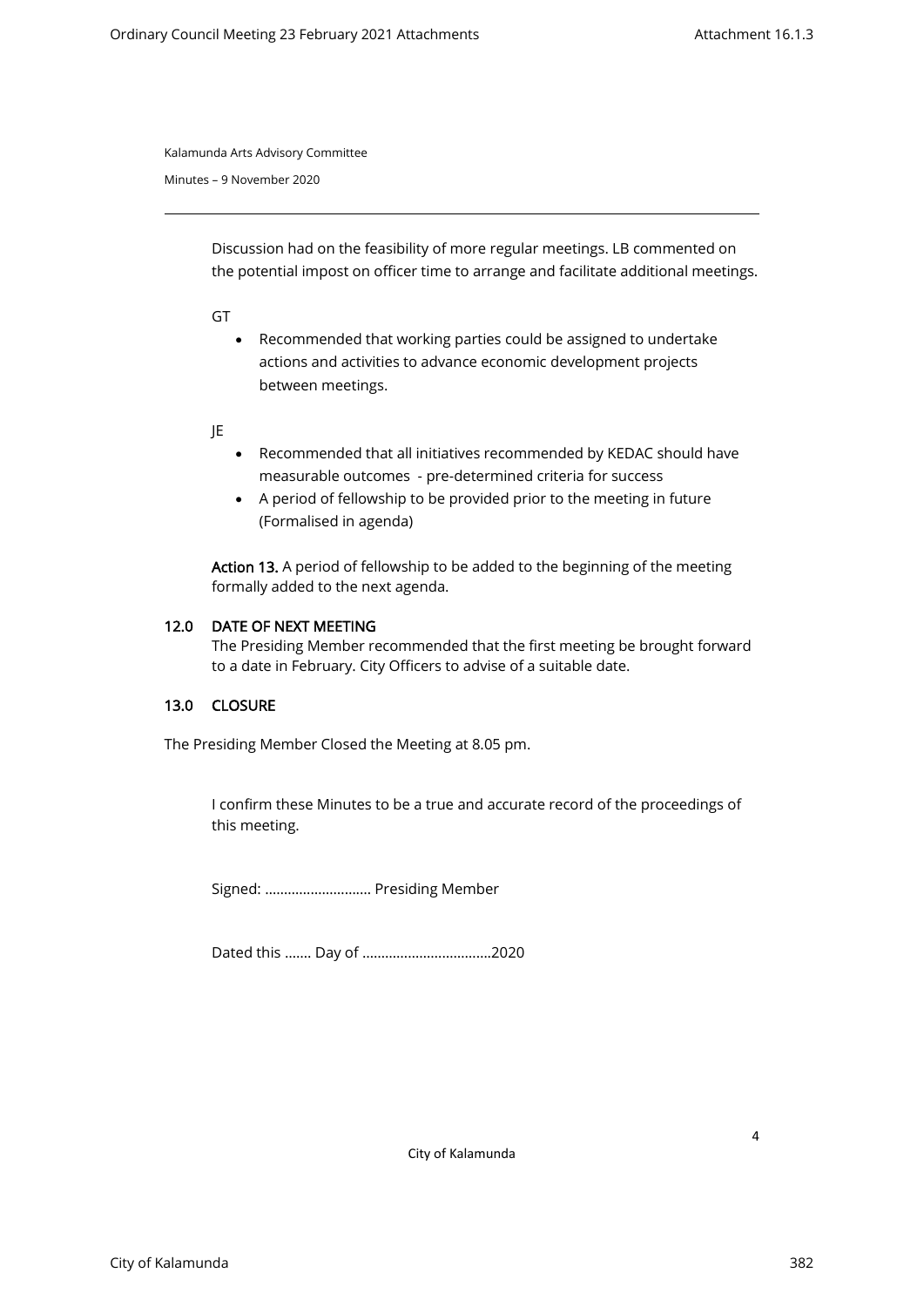Kalamunda Arts Advisory Committee

Minutes – 9 November 2020

Discussion had on the feasibility of more regular meetings. LB commented on the potential impost on officer time to arrange and facilitate additional meetings.

GT

- Recommended that working parties could be assigned to undertake actions and activities to advance economic development projects between meetings.

JE

- Recommended that all initiatives recommended by KEDAC should have measurable outcomes - pre-determined criteria for success
- A period of fellowship to be provided prior to the meeting in future (Formalised in agenda)

**Action 13.** A period of fellowship to be added to the beginning of the meeting formally added to the next agenda.

## 12.0 DATE OF NEXT MEETING

The Presiding Member recommended that the first meeting be brought forward to a date in February. City Officers to advise of a suitable date.

## 13.0 CLOSURE

The Presiding Member Closed the Meeting at 8.05 pm.

I confirm these Minutes to be a true and accurate record of the proceedings of this meeting.

Signed: ……………………… Presiding Member

Dated this ……. Day of ……………………………2020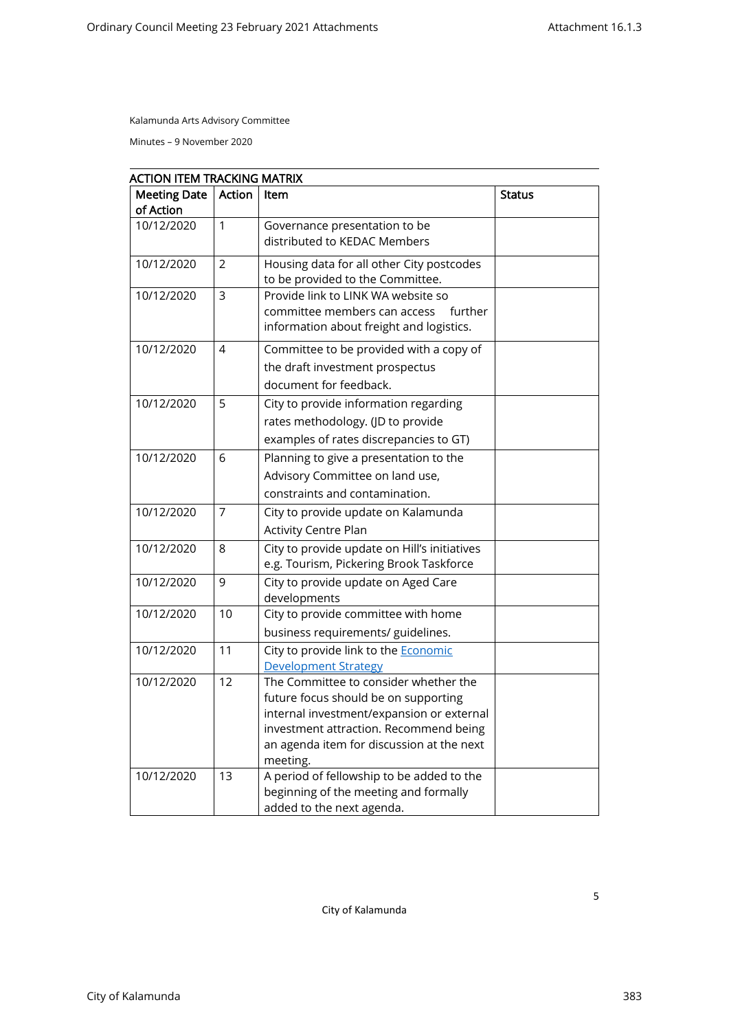Kalamunda Arts Advisory Committee

Minutes – 9 November 2020

## ACTION ITEM TRACKING MATRIX

| Meeting Date of Action | Action | Item | Status |
|---|---|---|---|
| 10/12/2020 | 1 | Governance presentation to be distributed to KEDAC Members | |
| 10/12/2020 | 2 | Housing data for all other City postcodes to be provided to the Committee. | |
| 10/12/2020 | 3 | Provide link to LINK WA website so committee members can access further information about freight and logistics. | |
| 10/12/2020 | 4 | Committee to be provided with a copy of the draft investment prospectus document for feedback. | |
| 10/12/2020 | 5 | City to provide information regarding rates methodology. (JD to provide examples of rates discrepancies to GT) | |
| 10/12/2020 | 6 | Planning to give a presentation to the Advisory Committee on land use, constraints and contamination. | |
| 10/12/2020 | 7 | City to provide update on Kalamunda Activity Centre Plan | |
| 10/12/2020 | 8 | City to provide update on Hill's initiatives e.g. Tourism, Pickering Brook Taskforce | |
| 10/12/2020 | 9 | City to provide update on Aged Care developments | |
| 10/12/2020 | 10 | City to provide committee with home business requirements/ guidelines. | |
| 10/12/2020 | 11 | City to provide link to the Economic Development Strategy | |
| 10/12/2020 | 12 | The Committee to consider whether the future focus should be on supporting internal investment/expansion or external investment attraction. Recommend being an agenda item for discussion at the next meeting. | |
| 10/12/2020 | 13 | A period of fellowship to be added to the beginning of the meeting and formally added to the next agenda. | |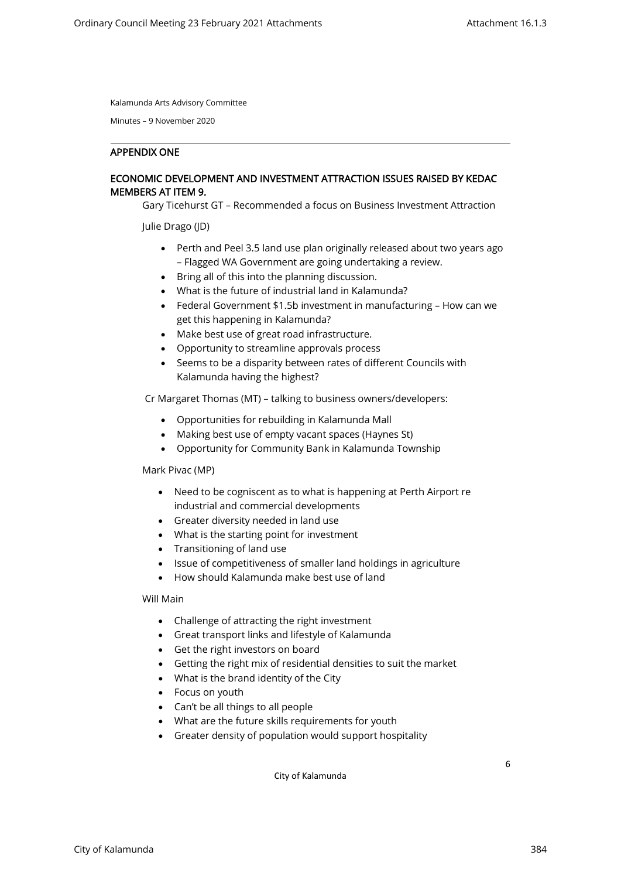Kalamunda Arts Advisory Committee

Minutes – 9 November 2020

## APPENDIX ONE

### ECONOMIC DEVELOPMENT AND INVESTMENT ATTRACTION ISSUES RAISED BY KEDAC MEMBERS AT ITEM 9.

Gary Ticehurst GT – Recommended a focus on Business Investment Attraction

Julie Drago (JD)

- Perth and Peel 3.5 land use plan originally released about two years ago – Flagged WA Government are going undertaking a review.
- Bring all of this into the planning discussion.
- What is the future of industrial land in Kalamunda?
- Federal Government $1.5b investment in manufacturing – How can we get this happening in Kalamunda?
- Make best use of great road infrastructure.
- Opportunity to streamline approvals process
- Seems to be a disparity between rates of different Councils with Kalamunda having the highest?

Cr Margaret Thomas (MT) – talking to business owners/developers:

- Opportunities for rebuilding in Kalamunda Mall
- Making best use of empty vacant spaces (Haynes St)
- Opportunity for Community Bank in Kalamunda Township

Mark Pivac (MP)

- Need to be cogniscent as to what is happening at Perth Airport re industrial and commercial developments
- Greater diversity needed in land use
- What is the starting point for investment
- Transitioning of land use
- Issue of competitiveness of smaller land holdings in agriculture
- How should Kalamunda make best use of land

Will Main

- Challenge of attracting the right investment
- Great transport links and lifestyle of Kalamunda
- Get the right investors on board
- Getting the right mix of residential densities to suit the market
- What is the brand identity of the City
- Focus on youth
- Can't be all things to all people
- What are the future skills requirements for youth
- Greater density of population would support hospitality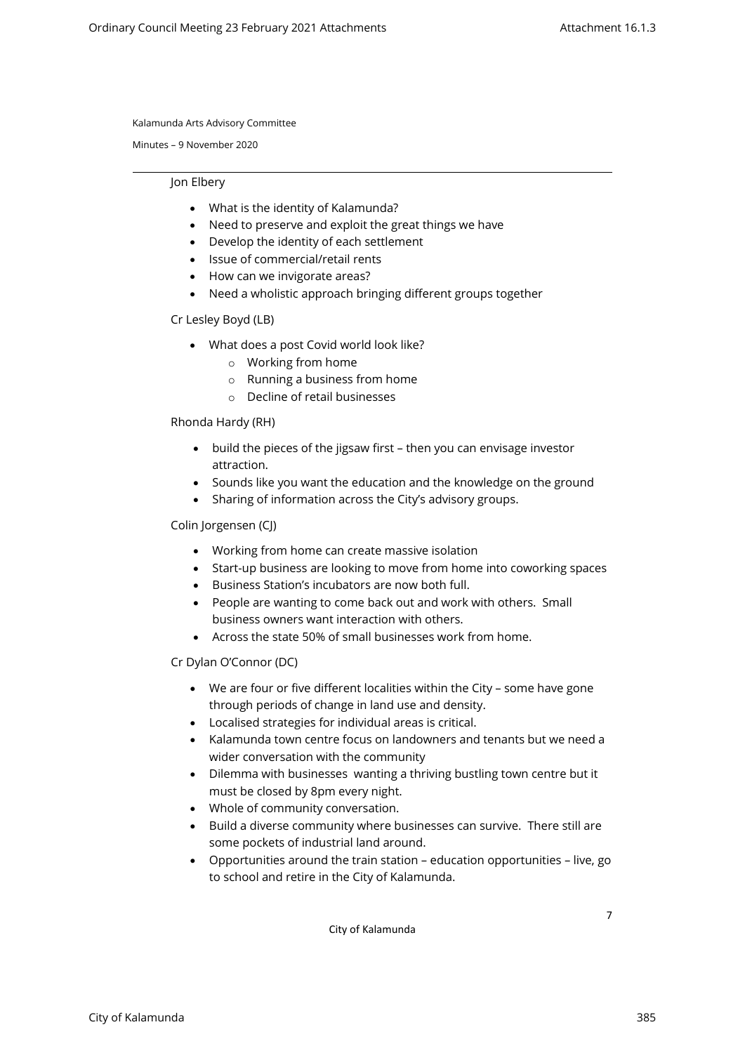Jon Elbery

- What is the identity of Kalamunda?
- Need to preserve and exploit the great things we have
- Develop the identity of each settlement
- Issue of commercial/retail rents
- How can we invigorate areas?
- Need a wholistic approach bringing different groups together

Cr Lesley Boyd (LB)

- What does a post Covid world look like?
  - Working from home
  - Running a business from home
  - Decline of retail businesses

Rhonda Hardy (RH)

- build the pieces of the jigsaw first – then you can envisage investor attraction.
- Sounds like you want the education and the knowledge on the ground
- Sharing of information across the City's advisory groups.

Colin Jorgensen (CJ)

- Working from home can create massive isolation
- Start-up business are looking to move from home into coworking spaces
- Business Station's incubators are now both full.
- People are wanting to come back out and work with others. Small business owners want interaction with others.
- Across the state 50% of small businesses work from home.

Cr Dylan O'Connor (DC)

- We are four or five different localities within the City – some have gone through periods of change in land use and density.
- Localised strategies for individual areas is critical.
- Kalamunda town centre focus on landowners and tenants but we need a wider conversation with the community
- Dilemma with businesses wanting a thriving bustling town centre but it must be closed by 8pm every night.
- Whole of community conversation.
- Build a diverse community where businesses can survive. There still are some pockets of industrial land around.
- Opportunities around the train station – education opportunities – live, go to school and retire in the City of Kalamunda.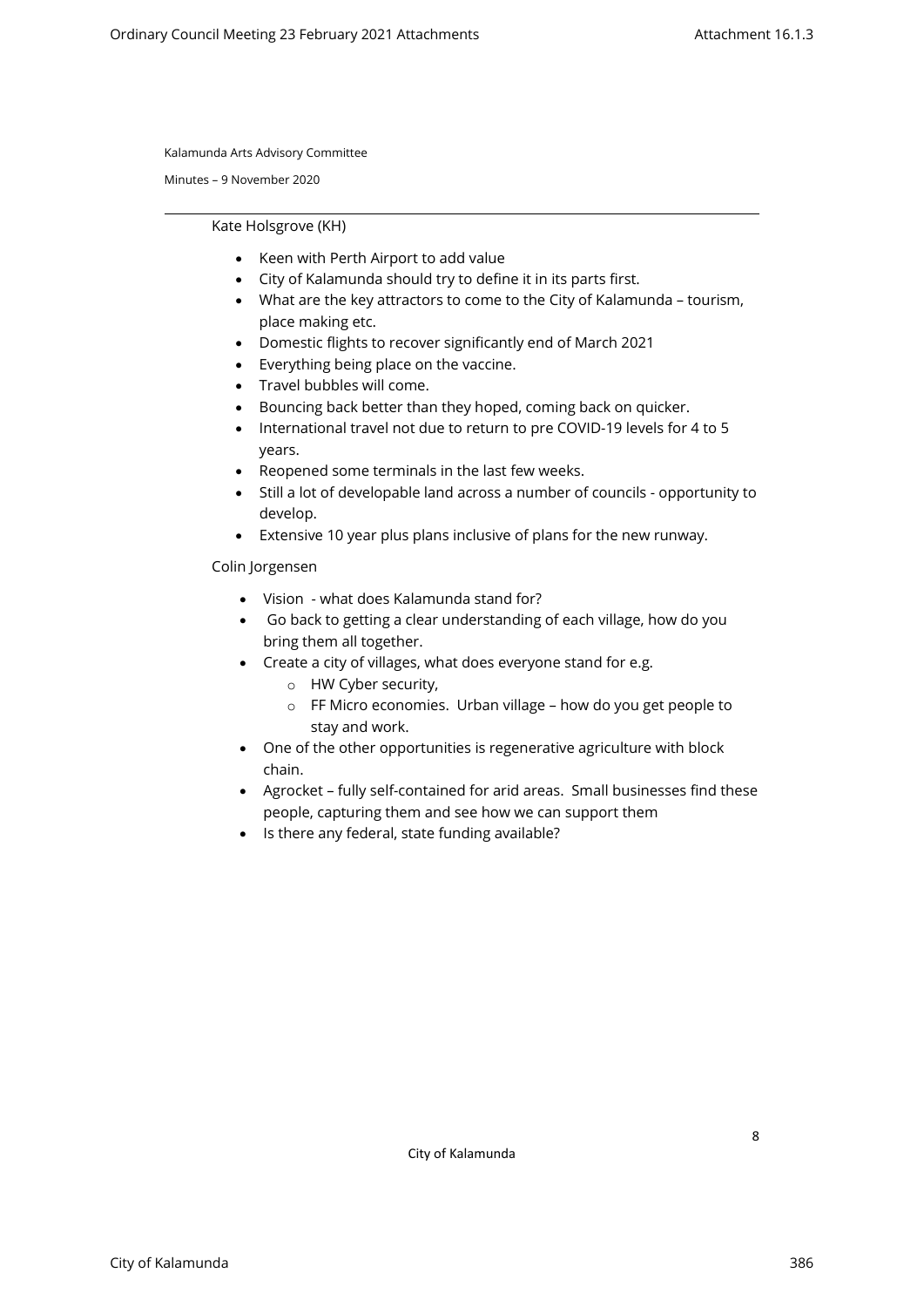Kate Holsgrove (KH)

- Keen with Perth Airport to add value
- City of Kalamunda should try to define it in its parts first.
- What are the key attractors to come to the City of Kalamunda – tourism, place making etc.
- Domestic flights to recover significantly end of March 2021
- Everything being place on the vaccine.
- Travel bubbles will come.
- Bouncing back better than they hoped, coming back on quicker.
- International travel not due to return to pre COVID-19 levels for 4 to 5 years.
- Reopened some terminals in the last few weeks.
- Still a lot of developable land across a number of councils - opportunity to develop.
- Extensive 10 year plus plans inclusive of plans for the new runway.

Colin Jorgensen

- Vision - what does Kalamunda stand for?
- Go back to getting a clear understanding of each village, how do you bring them all together.
- Create a city of villages, what does everyone stand for e.g.
  - HW Cyber security,
  - FF Micro economies. Urban village – how do you get people to stay and work.
- One of the other opportunities is regenerative agriculture with block chain.
- Agrocket – fully self-contained for arid areas. Small businesses find these people, capturing them and see how we can support them
- Is there any federal, state funding available?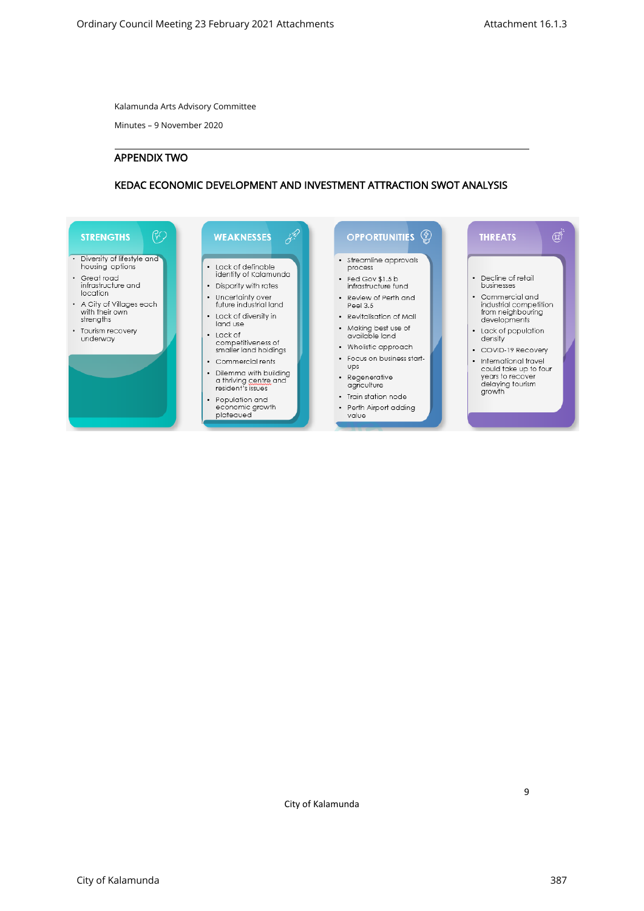Kalamunda Arts Advisory Committee

Minutes – 9 November 2020

## APPENDIX TWO

## KEDAC ECONOMIC DEVELOPMENT AND INVESTMENT ATTRACTION SWOT ANALYSIS

### STRENGTHS

- Diversity of lifestyle and housing options
- Great road infrastructure and location
- A City of Villages each with their own strengths
- Tourism recovery underway

### WEAKNESSES

- Lack of definable identity of Kalamunda
- Disparity with rates
- Uncertainty over future industrial land
- Lack of diversity in land use
- Lack of competitiveness of smaller land holdings
- Commercial rents
- Dilemma with building a thriving centre and resident's issues
- Population and economic growth plateaued

### OPPORTUNITIES

- Streamline approvals process
- Fed Gov $1.5 b infrastructure fund
- Review of Perth and Peel 3.5
- Revitalisation of Mall
- Making best use of available land
- Wholistic approach
- Focus on business start-ups
- Regenerative agriculture
- Train station node
- Perth Airport adding value

### THREATS

- Decline of retail businesses
- Commercial and industrial competition from neighbouring developments
- Lack of population density
- COVID-19 Recovery
- International travel could take up to four years to recover delaying tourism growth

City of Kalamunda